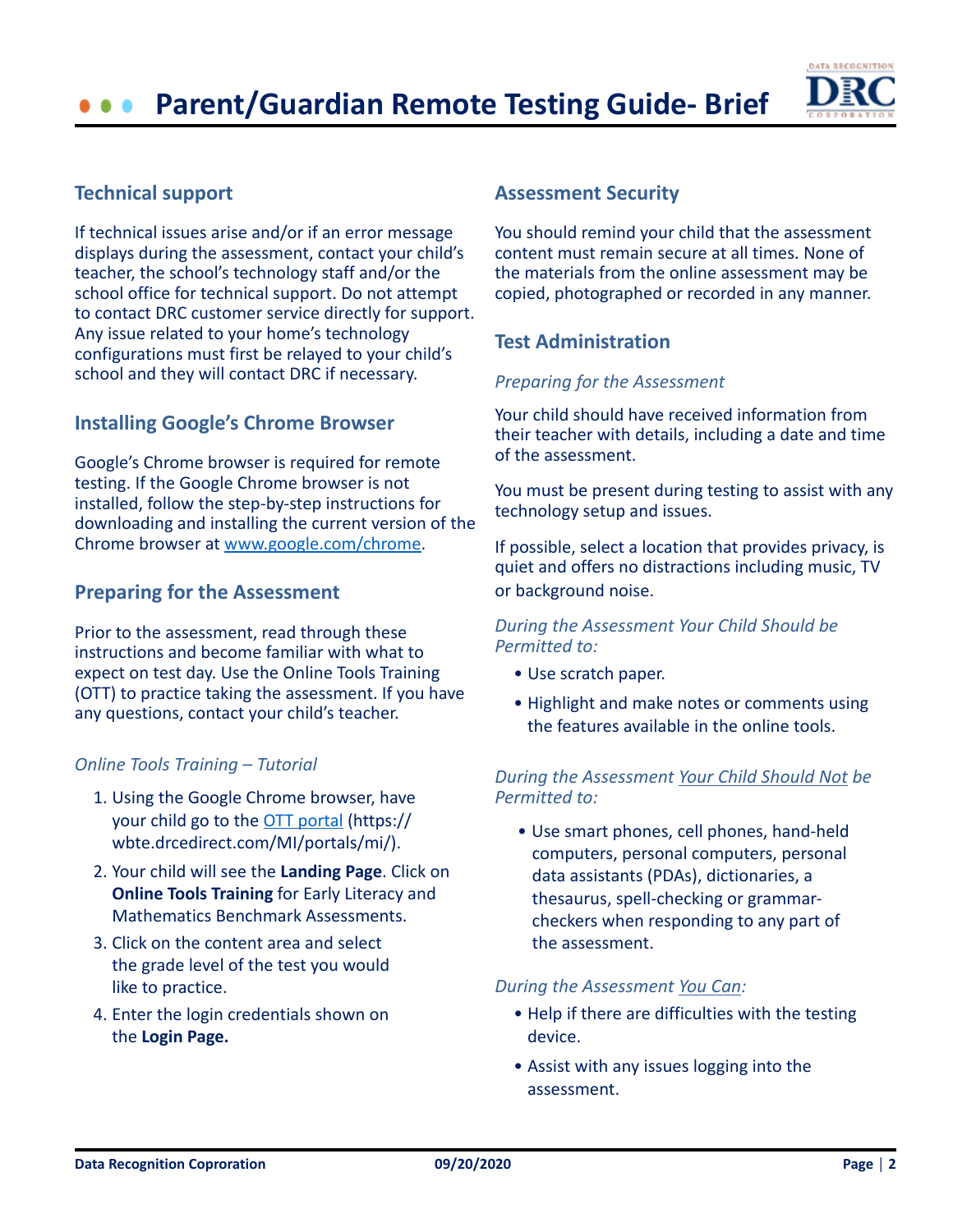# Parent/Guardian Remote Testing Guide- Brief

## Technical support

If technical issues arise and/or if an error message displays during the assessment, contact your child's teacher, the school's technology staff and/or the school office for technical support. Do not attempt to contact DRC customer service directly for support. Any issue related to your home's technology configurations must first be relayed to your child's school and they will contact DRC if necessary.

## Installing Google's Chrome Browser

Google's Chrome browser is required for remote testing. If the Google Chrome browser is not installed, follow the step-by-step instructions for downloading and installing the current version of the Chrome browser at [www.google.com/chrome](www.google.com/chrome).

## Preparing for the Assessment

Prior to the assessment, read through these instructions and become familiar with what to expect on test day. Use the Online Tools Training (OTT) to practice taking the assessment. If you have any questions, contact your child's teacher.

*Online Tools Training – Tutorial*

1. Using the Google Chrome browser, have your child go to the [OTT portal](https://wbte.drcedirect.com/MI/portals/mi/) (https://wbte.drcedirect.com/MI/portals/mi/).
2. Your child will see the **Landing Page**. Click on **Online Tools Training** for Early Literacy and Mathematics Benchmark Assessments.
3. Click on the content area and select the grade level of the test you would like to practice.
4. Enter the login credentials shown on the **Login Page.**

## Assessment Security

You should remind your child that the assessment content must remain secure at all times. None of the materials from the online assessment may be copied, photographed or recorded in any manner.

## Test Administration

*Preparing for the Assessment*

Your child should have received information from their teacher with details, including a date and time of the assessment.

You must be present during testing to assist with any technology setup and issues.

If possible, select a location that provides privacy, is quiet and offers no distractions including music, TV or background noise.

*During the Assessment Your Child Should be Permitted to:*

- Use scratch paper.
- Highlight and make notes or comments using the features available in the online tools.

*During the Assessment Your Child Should Not be Permitted to:*

- Use smart phones, cell phones, hand-held computers, personal computers, personal data assistants (PDAs), dictionaries, a thesaurus, spell-checking or grammar-checkers when responding to any part of the assessment.

*During the Assessment You Can:*

- Help if there are difficulties with the testing device.
- Assist with any issues logging into the assessment.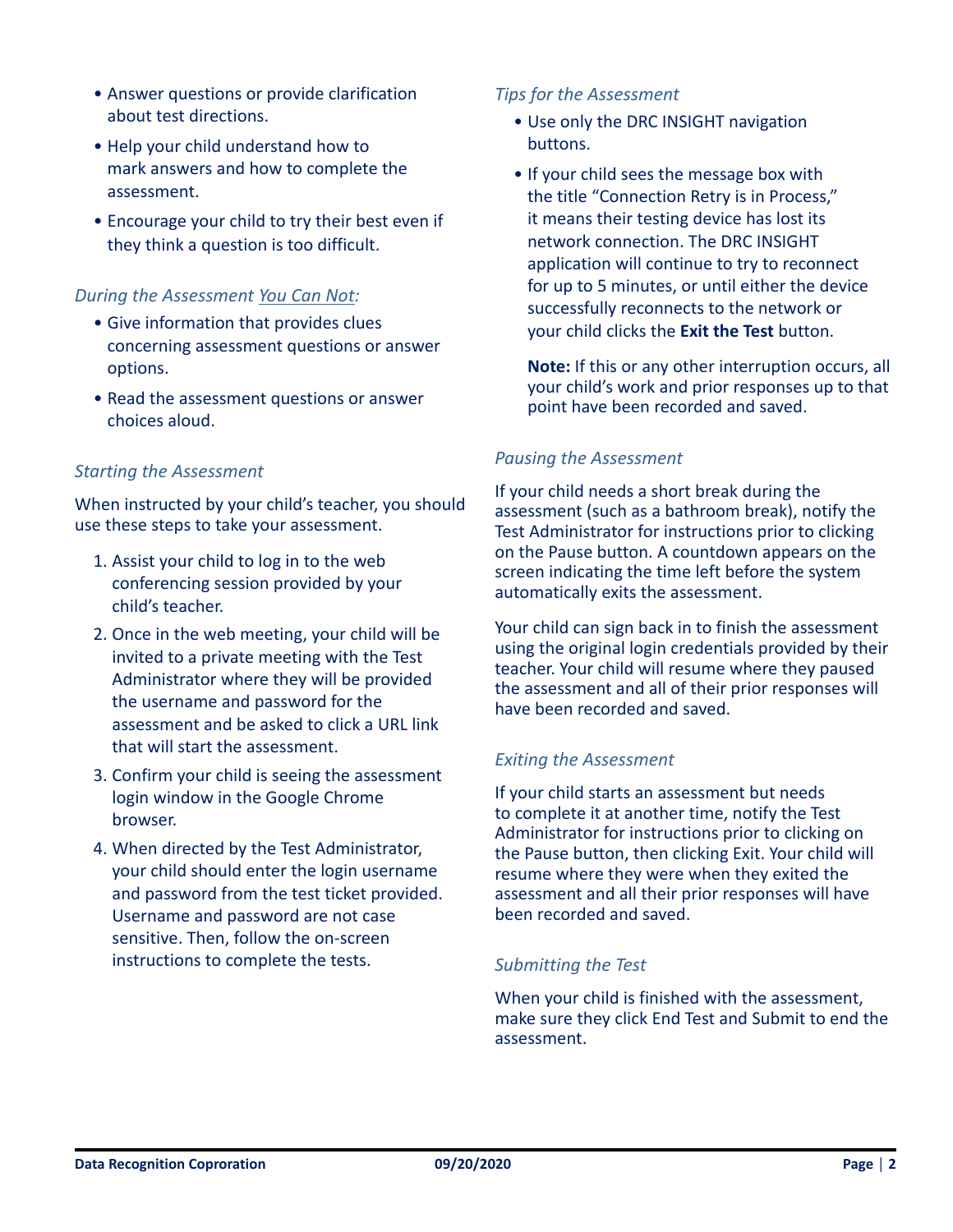- Answer questions or provide clarification about test directions.
- Help your child understand how to mark answers and how to complete the assessment.
- Encourage your child to try their best even if they think a question is too difficult.

### *During the Assessment You Can Not:*

- Give information that provides clues concerning assessment questions or answer options.
- Read the assessment questions or answer choices aloud.

### *Starting the Assessment*

When instructed by your child's teacher, you should use these steps to take your assessment.

1. Assist your child to log in to the web conferencing session provided by your child's teacher.
2. Once in the web meeting, your child will be invited to a private meeting with the Test Administrator where they will be provided the username and password for the assessment and be asked to click a URL link that will start the assessment.
3. Confirm your child is seeing the assessment login window in the Google Chrome browser.
4. When directed by the Test Administrator, your child should enter the login username and password from the test ticket provided. Username and password are not case sensitive. Then, follow the on-screen instructions to complete the tests.

### *Tips for the Assessment*

- Use only the DRC INSIGHT navigation buttons.
- If your child sees the message box with the title "Connection Retry is in Process," it means their testing device has lost its network connection. The DRC INSIGHT application will continue to try to reconnect for up to 5 minutes, or until either the device successfully reconnects to the network or your child clicks the **Exit the Test** button.

  **Note:** If this or any other interruption occurs, all your child's work and prior responses up to that point have been recorded and saved.

### *Pausing the Assessment*

If your child needs a short break during the assessment (such as a bathroom break), notify the Test Administrator for instructions prior to clicking on the Pause button. A countdown appears on the screen indicating the time left before the system automatically exits the assessment.

Your child can sign back in to finish the assessment using the original login credentials provided by their teacher. Your child will resume where they paused the assessment and all of their prior responses will have been recorded and saved.

### *Exiting the Assessment*

If your child starts an assessment but needs to complete it at another time, notify the Test Administrator for instructions prior to clicking on the Pause button, then clicking Exit. Your child will resume where they were when they exited the assessment and all their prior responses will have been recorded and saved.

### *Submitting the Test*

When your child is finished with the assessment, make sure they click End Test and Submit to end the assessment.